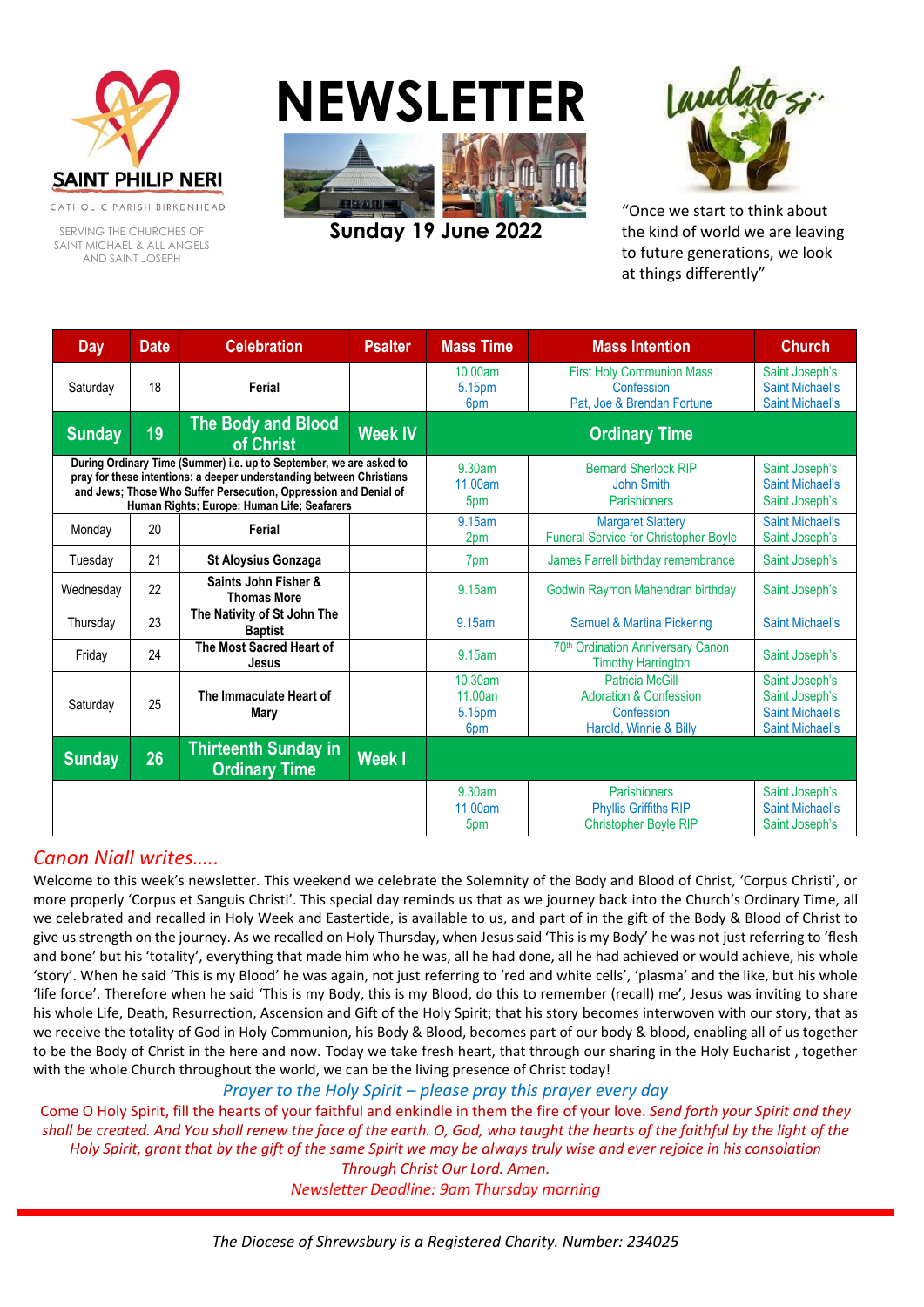SAINT PHILIP NERI

CATHOLIC PARISH BIRKENHEAD

SERVING THE CHURCHES OF SAINT MICHAEL & ALL ANGELS AND SAINT JOSEPH

# NEWSLETTER

## Sunday 19 June 2022

Laudato si'

"Once we start to think about the kind of world we are leaving to future generations, we look at things differently"

| Day | Date | Celebration | Psalter | Mass Time | Mass Intention | Church |
|---|---|---|---|---|---|---|
| Saturday | 18 | **Ferial** | | 10.00am<br>5.15pm<br>6pm | First Holy Communion Mass<br>Confession<br>Pat, Joe & Brendan Fortune | Saint Joseph's<br>Saint Michael's<br>Saint Michael's |
| **Sunday** | **19** | **The Body and Blood of Christ** | **Week IV** | **Ordinary Time** | | |
| **During Ordinary Time (Summer) i.e. up to September, we are asked to pray for these intentions: a deeper understanding between Christians and Jews; Those Who Suffer Persecution, Oppression and Denial of Human Rights; Europe; Human Life; Seafarers** | | | | 9.30am<br>11.00am<br>5pm | Bernard Sherlock RIP<br>John Smith<br>Parishioners | Saint Joseph's<br>Saint Michael's<br>Saint Joseph's |
| Monday | 20 | **Ferial** | | 9.15am<br>2pm | Margaret Slattery<br>Funeral Service for Christopher Boyle | Saint Michael's<br>Saint Joseph's |
| Tuesday | 21 | **St Aloysius Gonzaga** | | 7pm | James Farrell birthday remembrance | Saint Joseph's |
| Wednesday | 22 | **Saints John Fisher & Thomas More** | | 9.15am | Godwin Raymon Mahendran birthday | Saint Joseph's |
| Thursday | 23 | **The Nativity of St John The Baptist** | | 9.15am | Samuel & Martina Pickering | Saint Michael's |
| Friday | 24 | **The Most Sacred Heart of Jesus** | | 9.15am | 70th Ordination Anniversary Canon Timothy Harrington | Saint Joseph's |
| Saturday | 25 | **The Immaculate Heart of Mary** | | 10.30am<br>11.00an<br>5.15pm<br>6pm | Patricia McGill<br>Adoration & Confession<br>Confession<br>Harold, Winnie & Billy | Saint Joseph's<br>Saint Joseph's<br>Saint Michael's<br>Saint Michael's |
| **Sunday** | **26** | **Thirteenth Sunday in Ordinary Time** | **Week I** | | | |
| | | | | 9.30am<br>11.00am<br>5pm | Parishioners<br>Phyllis Griffiths RIP<br>Christopher Boyle RIP | Saint Joseph's<br>Saint Michael's<br>Saint Joseph's |

## *Canon Niall writes…..*

Welcome to this week's newsletter. This weekend we celebrate the Solemnity of the Body and Blood of Christ, 'Corpus Christi', or more properly 'Corpus et Sanguis Christi'. This special day reminds us that as we journey back into the Church's Ordinary Time, all we celebrated and recalled in Holy Week and Eastertide, is available to us, and part of in the gift of the Body & Blood of Christ to give us strength on the journey. As we recalled on Holy Thursday, when Jesus said 'This is my Body' he was not just referring to 'flesh and bone' but his 'totality', everything that made him who he was, all he had done, all he had achieved or would achieve, his whole 'story'. When he said 'This is my Blood' he was again, not just referring to 'red and white cells', 'plasma' and the like, but his whole 'life force'. Therefore when he said 'This is my Body, this is my Blood, do this to remember (recall) me', Jesus was inviting to share his whole Life, Death, Resurrection, Ascension and Gift of the Holy Spirit; that his story becomes interwoven with our story, that as we receive the totality of God in Holy Communion, his Body & Blood, becomes part of our body & blood, enabling all of us together to be the Body of Christ in the here and now. Today we take fresh heart, that through our sharing in the Holy Eucharist , together with the whole Church throughout the world, we can be the living presence of Christ today!

*Prayer to the Holy Spirit – please pray this prayer every day*

Come O Holy Spirit, fill the hearts of your faithful and enkindle in them the fire of your love. *Send forth your Spirit and they shall be created. And You shall renew the face of the earth. O, God, who taught the hearts of the faithful by the light of the Holy Spirit, grant that by the gift of the same Spirit we may be always truly wise and ever rejoice in his consolation Through Christ Our Lord. Amen.*

*Newsletter Deadline: 9am Thursday morning*

*The Diocese of Shrewsbury is a Registered Charity. Number: 234025*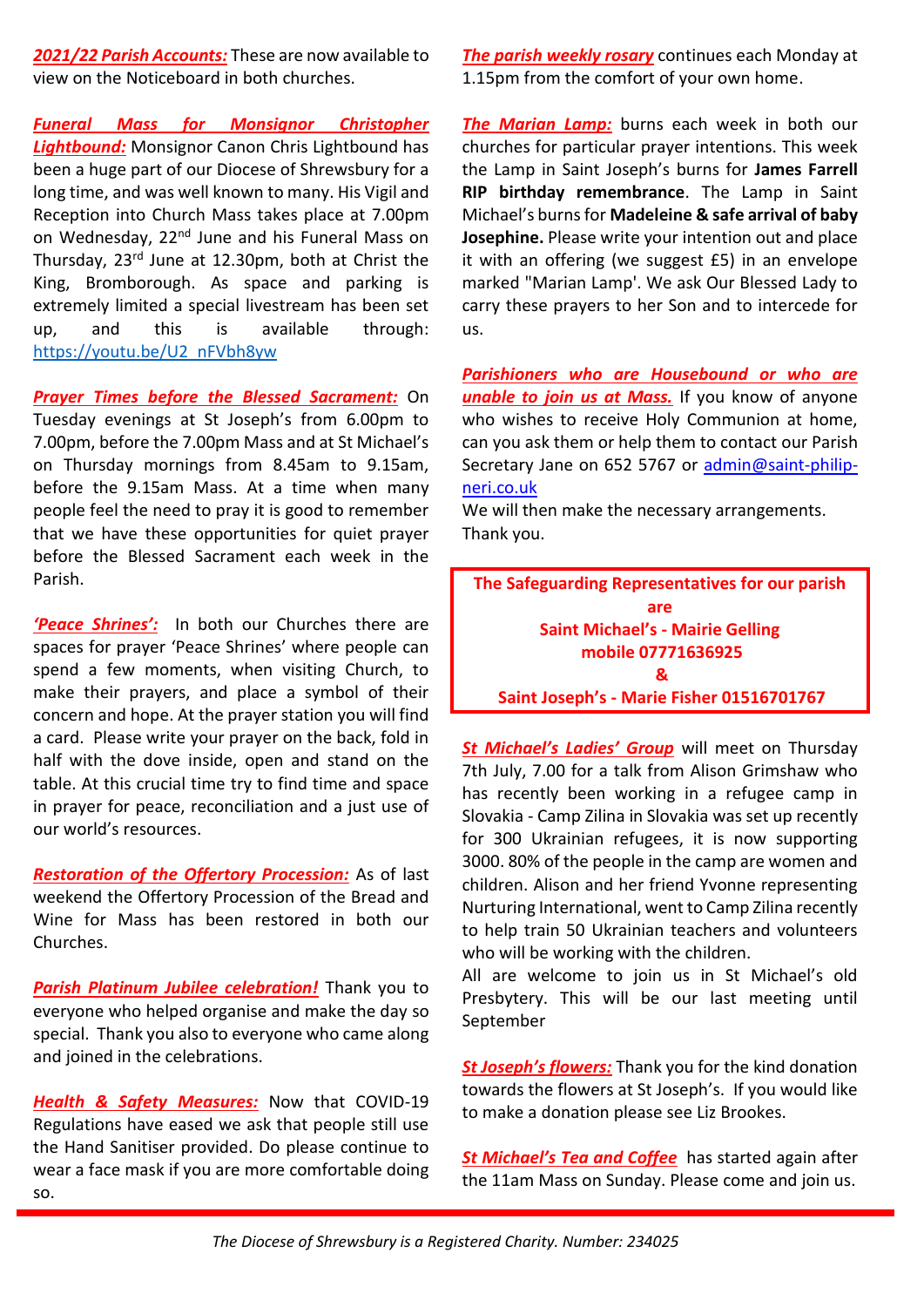***2021/22 Parish Accounts:*** These are now available to view on the Noticeboard in both churches.

***Funeral Mass for Monsignor Christopher Lightbound:*** Monsignor Canon Chris Lightbound has been a huge part of our Diocese of Shrewsbury for a long time, and was well known to many. His Vigil and Reception into Church Mass takes place at 7.00pm on Wednesday, 22nd June and his Funeral Mass on Thursday, 23rd June at 12.30pm, both at Christ the King, Bromborough. As space and parking is extremely limited a special livestream has been set up, and this is available through: https://youtu.be/U2_nFVbh8yw

***Prayer Times before the Blessed Sacrament:*** On Tuesday evenings at St Joseph's from 6.00pm to 7.00pm, before the 7.00pm Mass and at St Michael's on Thursday mornings from 8.45am to 9.15am, before the 9.15am Mass. At a time when many people feel the need to pray it is good to remember that we have these opportunities for quiet prayer before the Blessed Sacrament each week in the Parish.

***'Peace Shrines':*** In both our Churches there are spaces for prayer 'Peace Shrines' where people can spend a few moments, when visiting Church, to make their prayers, and place a symbol of their concern and hope. At the prayer station you will find a card. Please write your prayer on the back, fold in half with the dove inside, open and stand on the table. At this crucial time try to find time and space in prayer for peace, reconciliation and a just use of our world's resources.

***Restoration of the Offertory Procession:*** As of last weekend the Offertory Procession of the Bread and Wine for Mass has been restored in both our Churches.

***Parish Platinum Jubilee celebration!*** Thank you to everyone who helped organise and make the day so special. Thank you also to everyone who came along and joined in the celebrations.

***Health & Safety Measures:*** Now that COVID-19 Regulations have eased we ask that people still use the Hand Sanitiser provided. Do please continue to wear a face mask if you are more comfortable doing so.

***The parish weekly rosary*** continues each Monday at 1.15pm from the comfort of your own home.

***The Marian Lamp:*** burns each week in both our churches for particular prayer intentions. This week the Lamp in Saint Joseph's burns for **James Farrell RIP birthday remembrance**. The Lamp in Saint Michael's burns for **Madeleine & safe arrival of baby Josephine.** Please write your intention out and place it with an offering (we suggest £5) in an envelope marked "Marian Lamp'. We ask Our Blessed Lady to carry these prayers to her Son and to intercede for us.

***Parishioners who are Housebound or who are unable to join us at Mass.*** If you know of anyone who wishes to receive Holy Communion at home, can you ask them or help them to contact our Parish Secretary Jane on 652 5767 or admin@saint-philip-neri.co.uk
We will then make the necessary arrangements. Thank you.

**The Safeguarding Representatives for our parish are**
**Saint Michael's - Mairie Gelling mobile 07771636925**
**&**
**Saint Joseph's - Marie Fisher 01516701767**

***St Michael's Ladies' Group*** will meet on Thursday 7th July, 7.00 for a talk from Alison Grimshaw who has recently been working in a refugee camp in Slovakia - Camp Zilina in Slovakia was set up recently for 300 Ukrainian refugees, it is now supporting 3000. 80% of the people in the camp are women and children. Alison and her friend Yvonne representing Nurturing International, went to Camp Zilina recently to help train 50 Ukrainian teachers and volunteers who will be working with the children.
All are welcome to join us in St Michael's old Presbytery. This will be our last meeting until September

***St Joseph's flowers:*** Thank you for the kind donation towards the flowers at St Joseph's. If you would like to make a donation please see Liz Brookes.

***St Michael's Tea and Coffee*** has started again after the 11am Mass on Sunday. Please come and join us.

*The Diocese of Shrewsbury is a Registered Charity. Number: 234025*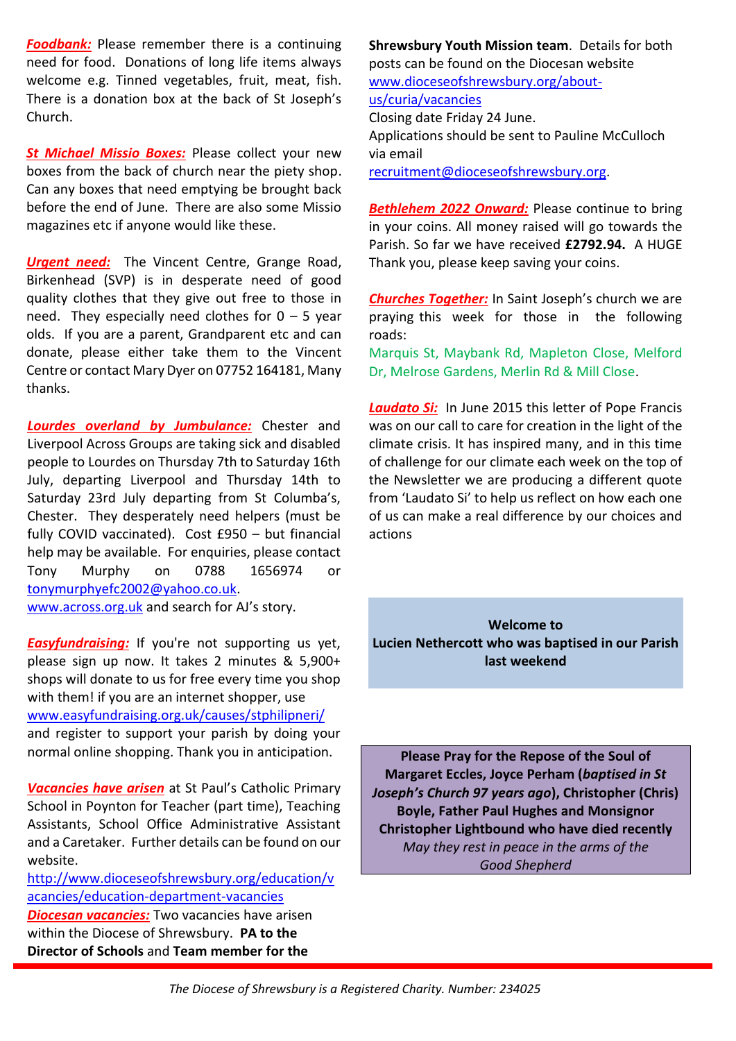***Foodbank:*** Please remember there is a continuing need for food. Donations of long life items always welcome e.g. Tinned vegetables, fruit, meat, fish. There is a donation box at the back of St Joseph's Church.

***St Michael Missio Boxes:*** Please collect your new boxes from the back of church near the piety shop. Can any boxes that need emptying be brought back before the end of June. There are also some Missio magazines etc if anyone would like these.

***Urgent need:*** The Vincent Centre, Grange Road, Birkenhead (SVP) is in desperate need of good quality clothes that they give out free to those in need. They especially need clothes for 0 – 5 year olds. If you are a parent, Grandparent etc and can donate, please either take them to the Vincent Centre or contact Mary Dyer on 07752 164181, Many thanks.

***Lourdes overland by Jumbulance:*** Chester and Liverpool Across Groups are taking sick and disabled people to Lourdes on Thursday 7th to Saturday 16th July, departing Liverpool and Thursday 14th to Saturday 23rd July departing from St Columba's, Chester. They desperately need helpers (must be fully COVID vaccinated). Cost £950 – but financial help may be available. For enquiries, please contact Tony Murphy on 0788 1656974 or tonymurphyefc2002@yahoo.co.uk. www.across.org.uk and search for AJ's story.

***Easyfundraising:*** If you're not supporting us yet, please sign up now. It takes 2 minutes & 5,900+ shops will donate to us for free every time you shop with them! if you are an internet shopper, use www.easyfundraising.org.uk/causes/stphilipneri/ and register to support your parish by doing your normal online shopping. Thank you in anticipation.

***Vacancies have arisen*** at St Paul's Catholic Primary School in Poynton for Teacher (part time), Teaching Assistants, School Office Administrative Assistant and a Caretaker. Further details can be found on our website.
http://www.dioceseofshrewsbury.org/education/vacancies/education-department-vacancies

***Diocesan vacancies:*** Two vacancies have arisen within the Diocese of Shrewsbury. **PA to the Director of Schools** and **Team member for the Shrewsbury Youth Mission team**. Details for both posts can be found on the Diocesan website www.dioceseofshrewsbury.org/about-us/curia/vacancies
Closing date Friday 24 June.
Applications should be sent to Pauline McCulloch via email recruitment@dioceseofshrewsbury.org.

***Bethlehem 2022 Onward:*** Please continue to bring in your coins. All money raised will go towards the Parish. So far we have received **£2792.94.** A HUGE Thank you, please keep saving your coins.

***Churches Together:*** In Saint Joseph's church we are praying this week for those in the following roads:
Marquis St, Maybank Rd, Mapleton Close, Melford Dr, Melrose Gardens, Merlin Rd & Mill Close.

***Laudato Si:*** In June 2015 this letter of Pope Francis was on our call to care for creation in the light of the climate crisis. It has inspired many, and in this time of challenge for our climate each week on the top of the Newsletter we are producing a different quote from 'Laudato Si' to help us reflect on how each one of us can make a real difference by our choices and actions

**Welcome to**
**Lucien Nethercott who was baptised in our Parish last weekend**

**Please Pray for the Repose of the Soul of Margaret Eccles, Joyce Perham (*baptised in St Joseph's Church 97 years ago*), Christopher (Chris) Boyle, Father Paul Hughes and Monsignor Christopher Lightbound who have died recently**
*May they rest in peace in the arms of the Good Shepherd*

*The Diocese of Shrewsbury is a Registered Charity. Number: 234025*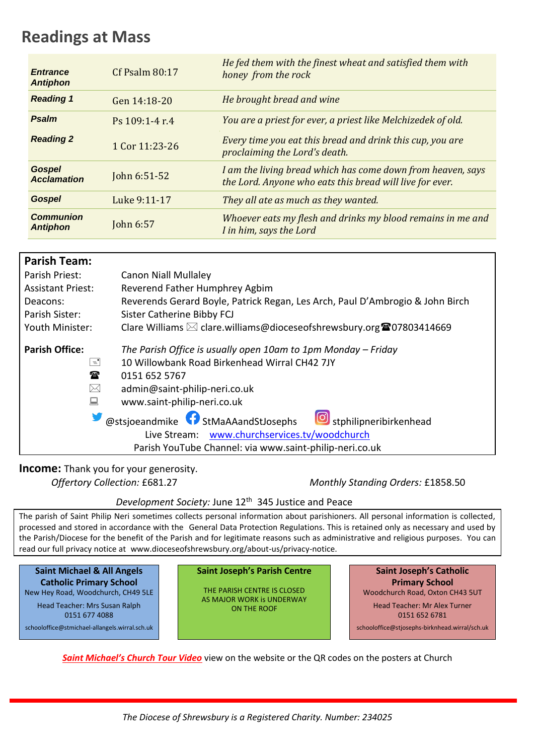# Readings at Mass

| | | |
|---|---|---|
| ***Entrance Antiphon*** | Cf Psalm 80:17 | *He fed them with the finest wheat and satisfied them with honey from the rock* |
| ***Reading 1*** | Gen 14:18-20 | *He brought bread and wine* |
| ***Psalm*** | Ps 109:1-4 r.4 | *You are a priest for ever, a priest like Melchizedek of old.* |
| ***Reading 2*** | 1 Cor 11:23-26 | *Every time you eat this bread and drink this cup, you are proclaiming the Lord's death.* |
| ***Gospel Acclamation*** | John 6:51-52 | *I am the living bread which has come down from heaven, says the Lord. Anyone who eats this bread will live for ever.* |
| ***Gospel*** | Luke 9:11-17 | *They all ate as much as they wanted.* |
| ***Communion Antiphon*** | John 6:57 | *Whoever eats my flesh and drinks my blood remains in me and I in him, says the Lord* |

## Parish Team:

| | |
|---|---|
| Parish Priest: | Canon Niall Mullaley |
| Assistant Priest: | Reverend Father Humphrey Agbim |
| Deacons: | Reverends Gerard Boyle, Patrick Regan, Les Arch, Paul D'Ambrogio & John Birch |
| Parish Sister: | Sister Catherine Bibby FCJ |
| Youth Minister: | Clare Williams ✉ clare.williams@dioceseofshrewsbury.org ☎ 07803414669 |

**Parish Office:** *The Parish Office is usually open 10am to 1pm Monday – Friday*

10 Willowbank Road Birkenhead Wirral CH42 7JY
☎ 0151 652 5767
✉ admin@saint-philip-neri.co.uk
www.saint-philip-neri.co.uk

@stsjoeandmike StMaAAandStJosephs stphilipneribirkenhead

Live Stream: www.churchservices.tv/woodchurch

Parish YouTube Channel: via www.saint-philip-neri.co.uk

**Income:** Thank you for your generosity.

*Offertory Collection:* £681.27 *Monthly Standing Orders:* £1858.50

*Development Society:* June 12th 345 Justice and Peace

The parish of Saint Philip Neri sometimes collects personal information about parishioners. All personal information is collected, processed and stored in accordance with the General Data Protection Regulations. This is retained only as necessary and used by the Parish/Diocese for the benefit of the Parish and for legitimate reasons such as administrative and religious purposes. You can read our full privacy notice at www.dioceseofshrewsbury.org/about-us/privacy-notice.

**Saint Michael & All Angels Catholic Primary School**
New Hey Road, Woodchurch, CH49 5LE
Head Teacher: Mrs Susan Ralph
0151 677 4088
schooloffice@stmichael-allangels.wirral.sch.uk

**Saint Joseph's Parish Centre**
THE PARISH CENTRE IS CLOSED AS MAJOR WORK is UNDERWAY ON THE ROOF

**Saint Joseph's Catholic Primary School**
Woodchurch Road, Oxton CH43 5UT
Head Teacher: Mr Alex Turner
0151 652 6781
schooloffice@stjosephs-birknhead.wirral/sch.uk

***Saint Michael's Church Tour Video*** view on the website or the QR codes on the posters at Church

*The Diocese of Shrewsbury is a Registered Charity. Number: 234025*